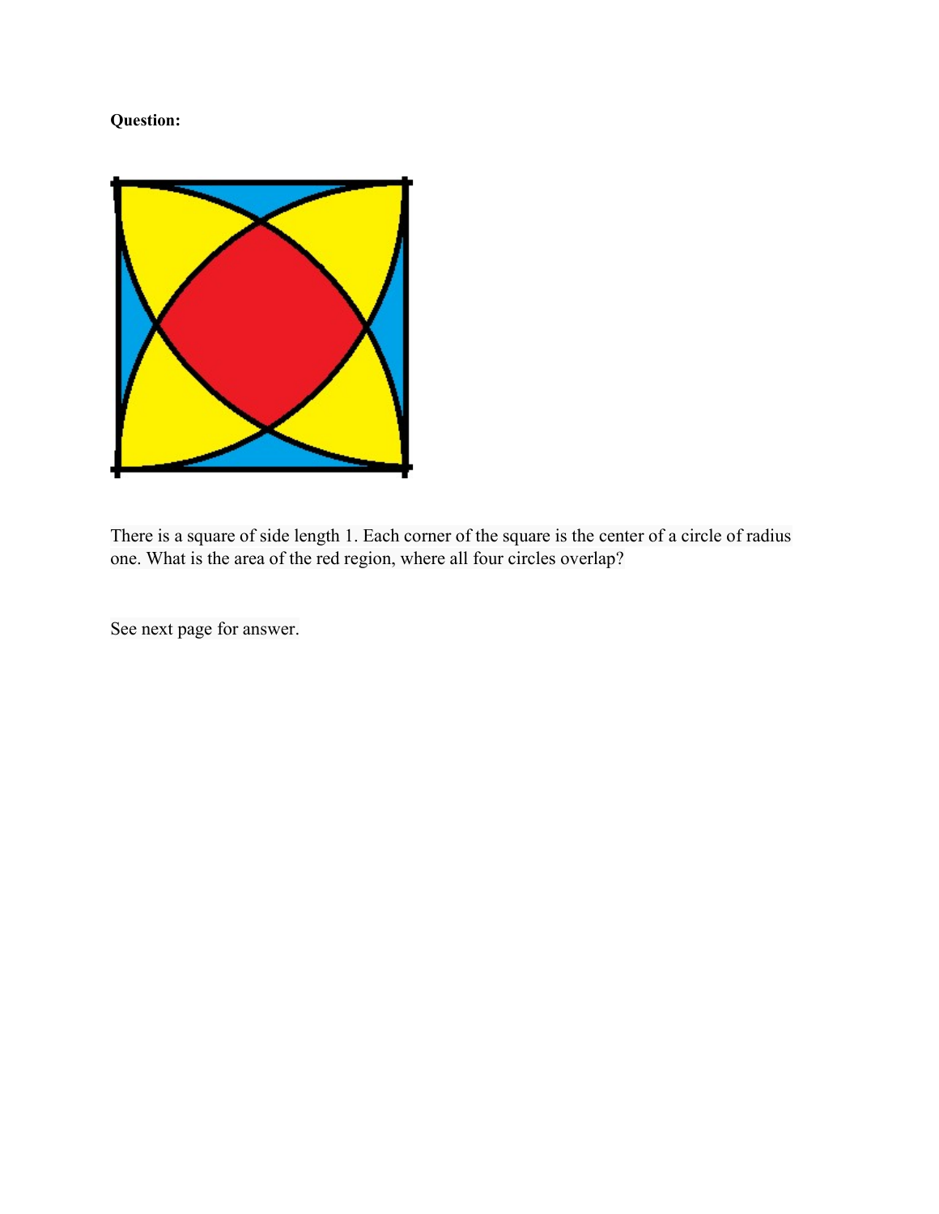**Question:**

There is a square of side length 1. Each corner of the square is the center of a circle of radius one. What is the area of the red region, where all four circles overlap?

See next page for answer.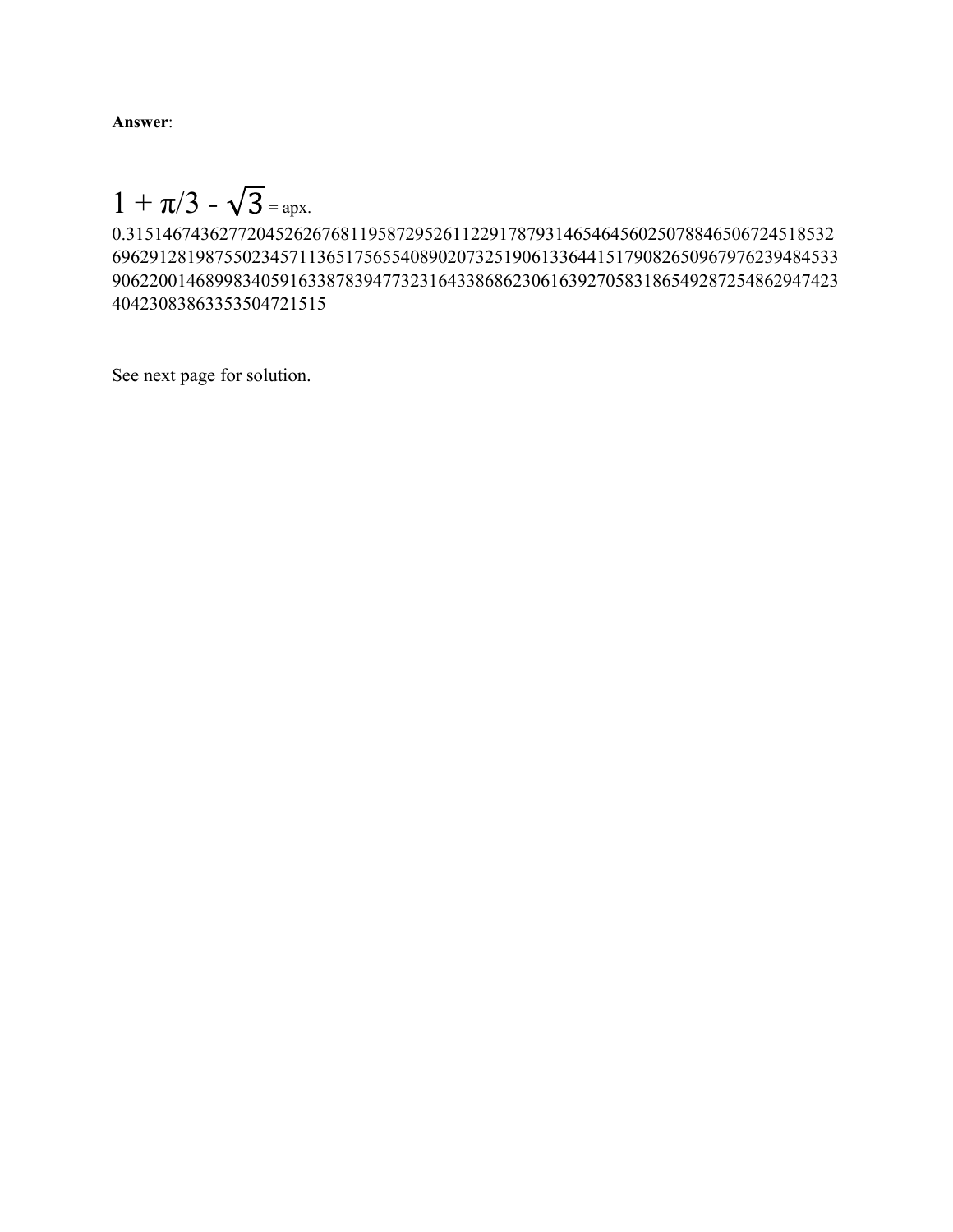**Answer**:

$1 + \pi/3 - \sqrt{3}$ = apx.
0.31514674362772045262676811958729526112291787931465464560250788465067245185326962912819875502345711365175655408902073251906133644151790826509679762394845339062200146899834059163387839477323164338686230616392705831865492872548629474234042308386335350472151 5

See next page for solution.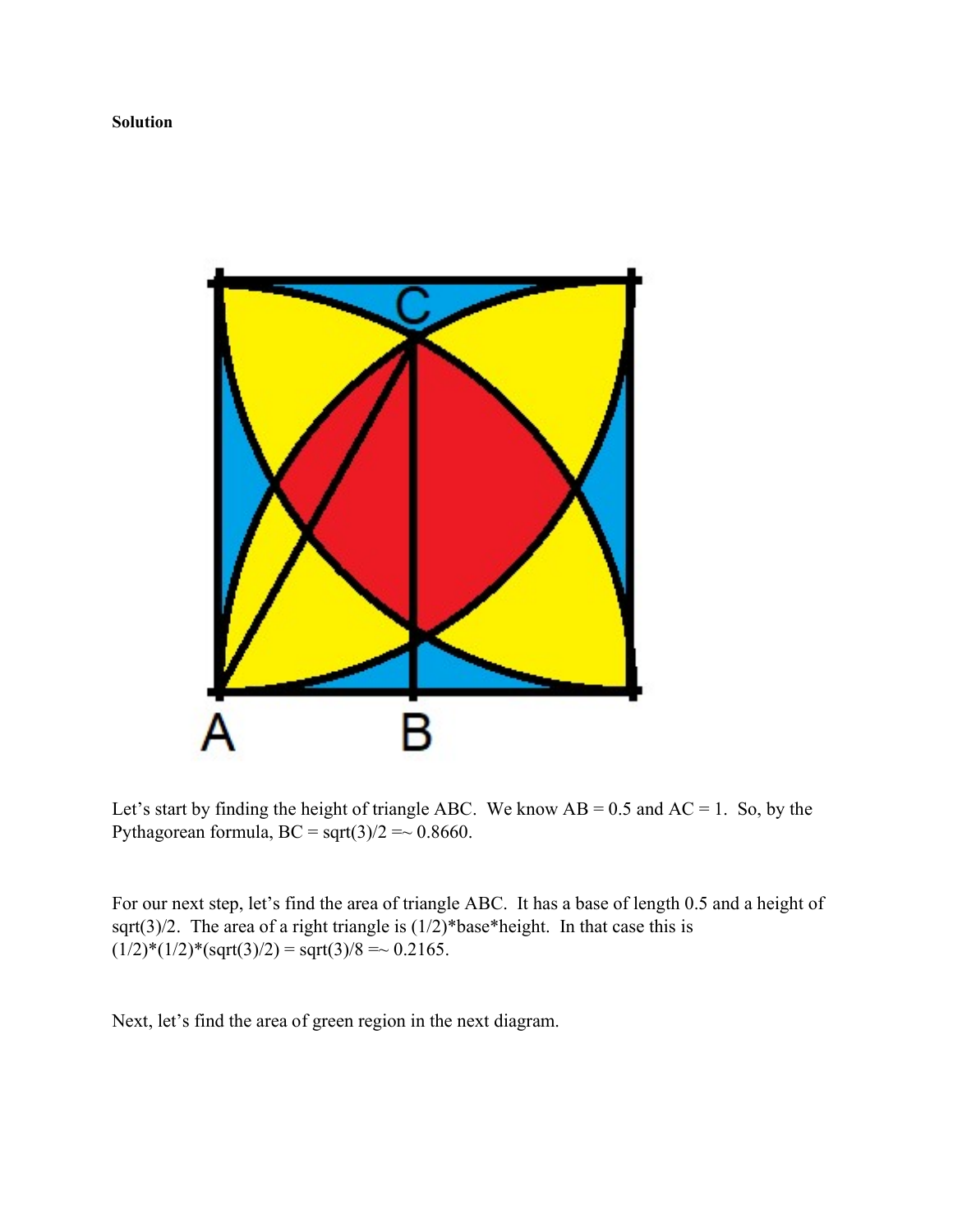**Solution**

Let's start by finding the height of triangle ABC. We know AB = 0.5 and AC = 1. So, by the Pythagorean formula, BC = sqrt(3)/2 =~ 0.8660.

For our next step, let's find the area of triangle ABC. It has a base of length 0.5 and a height of sqrt(3)/2. The area of a right triangle is (1/2)*base*height. In that case this is (1/2)*(1/2)*(sqrt(3)/2) = sqrt(3)/8 =~ 0.2165.

Next, let's find the area of green region in the next diagram.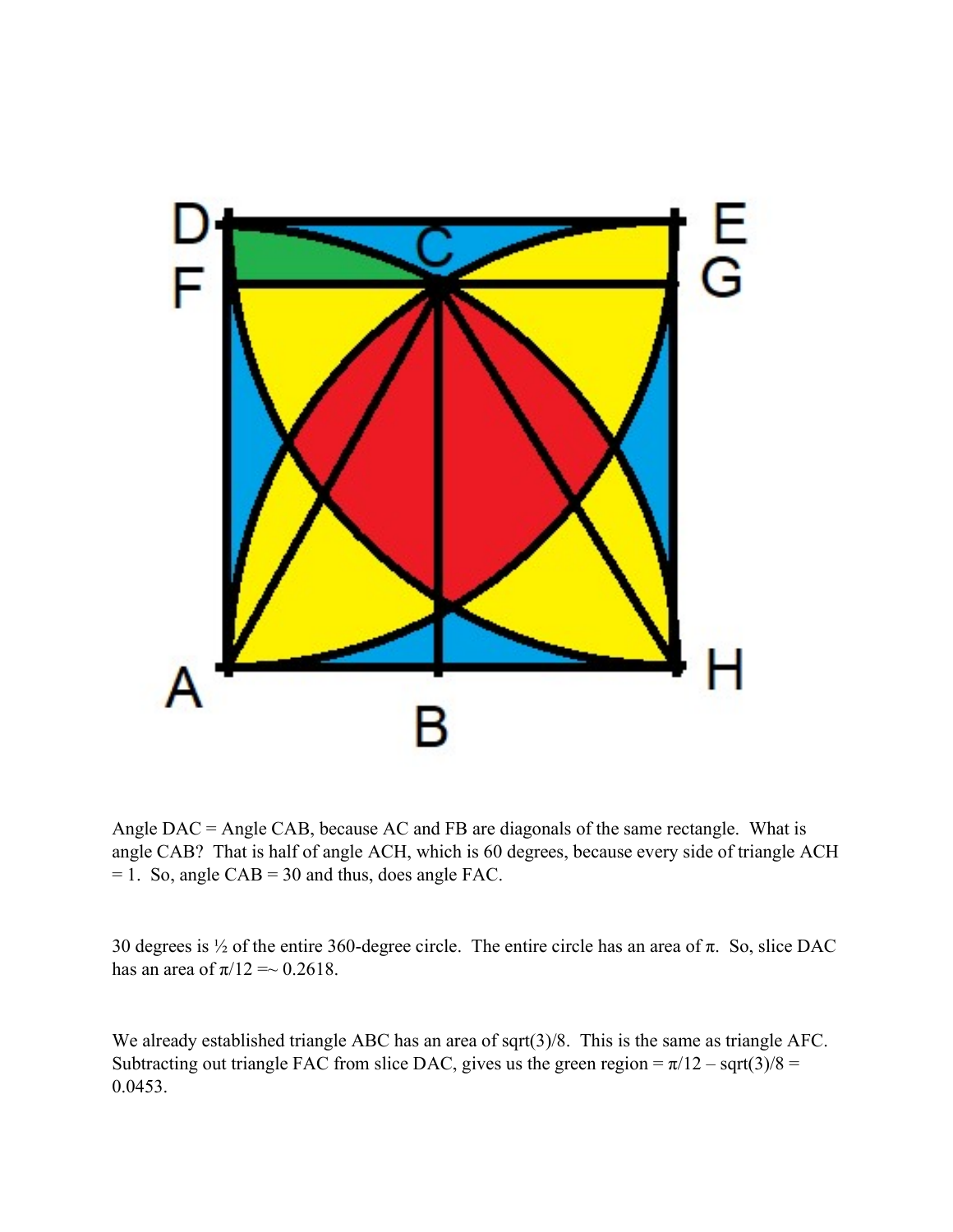Angle DAC = Angle CAB, because AC and FB are diagonals of the same rectangle. What is angle CAB? That is half of angle ACH, which is 60 degrees, because every side of triangle ACH = 1. So, angle CAB = 30 and thus, does angle FAC.

30 degrees is ½ of the entire 360-degree circle. The entire circle has an area of π. So, slice DAC has an area of $\pi/12$ =~ 0.2618.

We already established triangle ABC has an area of sqrt(3)/8. This is the same as triangle AFC. Subtracting out triangle FAC from slice DAC, gives us the green region = $\pi/12 - \sqrt{3}/8$ = 0.0453.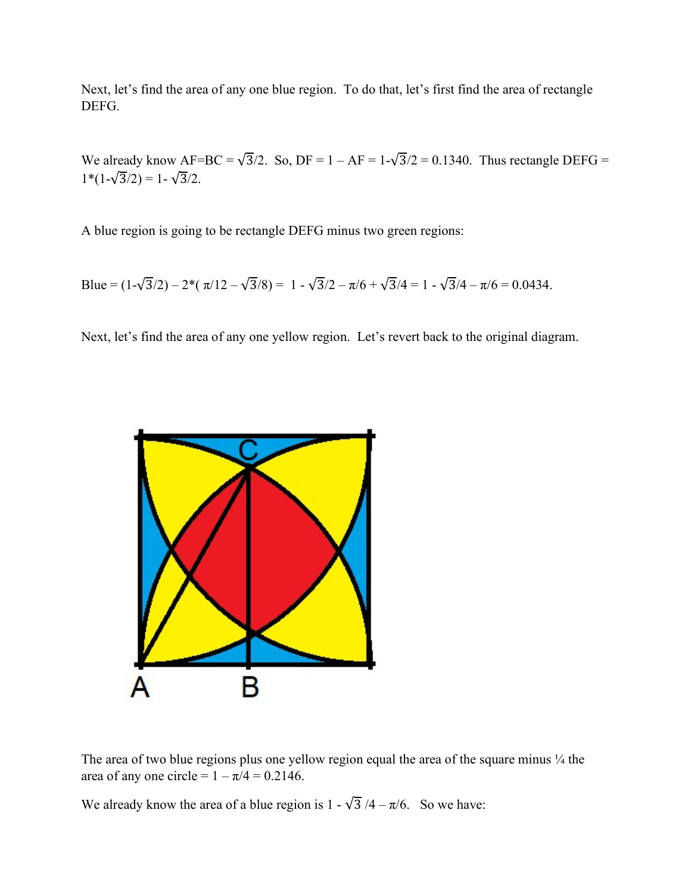Next, let's find the area of any one blue region. To do that, let's first find the area of rectangle DEFG.

We already know AF=BC = $\sqrt{3}/2$. So, DF = 1 – AF = 1-$\sqrt{3}/2$ = 0.1340. Thus rectangle DEFG = 1*(1-$\sqrt{3}/2$) = 1- $\sqrt{3}/2$.

A blue region is going to be rectangle DEFG minus two green regions:

Blue = $(1-\sqrt{3}/2) - 2*(\pi/12 - \sqrt{3}/8) = 1 - \sqrt{3}/2 - \pi/6 + \sqrt{3}/4 = 1 - \sqrt{3}/4 - \pi/6 = 0.0434$.

Next, let's find the area of any one yellow region. Let's revert back to the original diagram.

The area of two blue regions plus one yellow region equal the area of the square minus ¼ the area of any one circle = $1 - \pi/4 = 0.2146$.

We already know the area of a blue region is $1 - \sqrt{3}/4 - \pi/6$. So we have: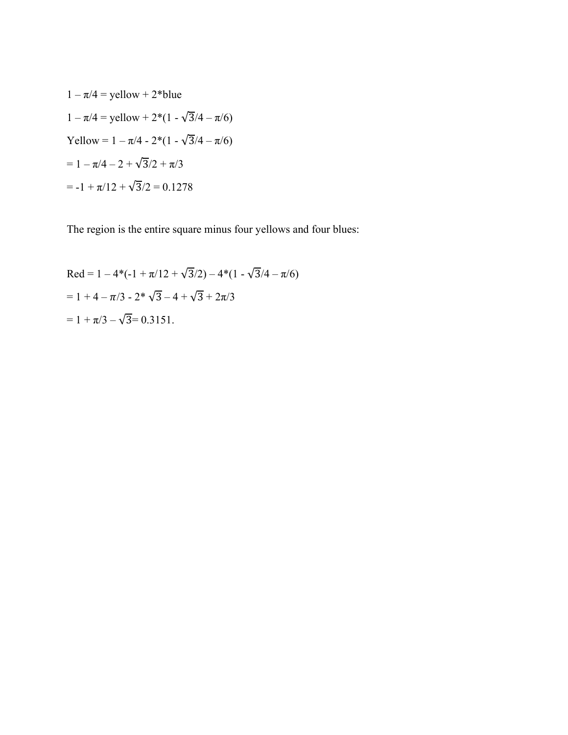$1 - \pi/4 = \text{yellow} + 2*\text{blue}$

$1 - \pi/4 = \text{yellow} + 2*(1 - \sqrt{3}/4 - \pi/6)$

$\text{Yellow} = 1 - \pi/4 - 2*(1 - \sqrt{3}/4 - \pi/6)$

$= 1 - \pi/4 - 2 + \sqrt{3}/2 + \pi/3$

$= -1 + \pi/12 + \sqrt{3}/2 = 0.1278$

The region is the entire square minus four yellows and four blues:

$\text{Red} = 1 - 4*(-1 + \pi/12 + \sqrt{3}/2) - 4*(1 - \sqrt{3}/4 - \pi/6)$

$= 1 + 4 - \pi/3 - 2*\sqrt{3} - 4 + \sqrt{3} + 2\pi/3$

$= 1 + \pi/3 - \sqrt{3} = 0.3151.$